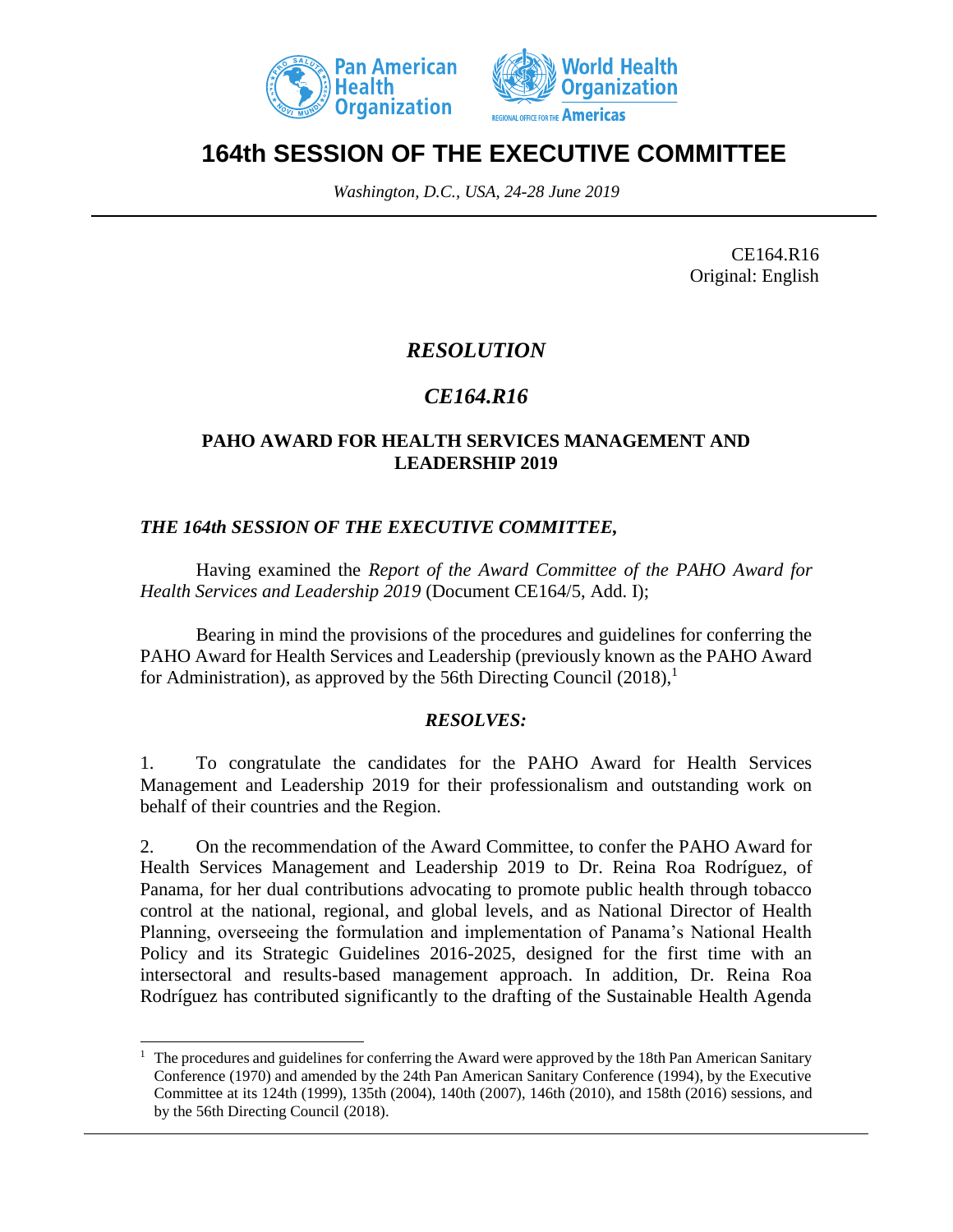# 164th SESSION OF THE EXECUTIVE COMMITTEE

*Washington, D.C., USA, 24-28 June 2019*

CE164.R16
Original: English

## *RESOLUTION*

## *CE164.R16*

### PAHO AWARD FOR HEALTH SERVICES MANAGEMENT AND LEADERSHIP 2019

***THE 164th SESSION OF THE EXECUTIVE COMMITTEE,***

Having examined the *Report of the Award Committee of the PAHO Award for Health Services and Leadership 2019* (Document CE164/5, Add. I);

Bearing in mind the provisions of the procedures and guidelines for conferring the PAHO Award for Health Services and Leadership (previously known as the PAHO Award for Administration), as approved by the 56th Directing Council (2018),[1]

***RESOLVES:***

1. To congratulate the candidates for the PAHO Award for Health Services Management and Leadership 2019 for their professionalism and outstanding work on behalf of their countries and the Region.

2. On the recommendation of the Award Committee, to confer the PAHO Award for Health Services Management and Leadership 2019 to Dr. Reina Roa Rodríguez, of Panama, for her dual contributions advocating to promote public health through tobacco control at the national, regional, and global levels, and as National Director of Health Planning, overseeing the formulation and implementation of Panama's National Health Policy and its Strategic Guidelines 2016-2025, designed for the first time with an intersectoral and results-based management approach. In addition, Dr. Reina Roa Rodríguez has contributed significantly to the drafting of the Sustainable Health Agenda

[1] The procedures and guidelines for conferring the Award were approved by the 18th Pan American Sanitary Conference (1970) and amended by the 24th Pan American Sanitary Conference (1994), by the Executive Committee at its 124th (1999), 135th (2004), 140th (2007), 146th (2010), and 158th (2016) sessions, and by the 56th Directing Council (2018).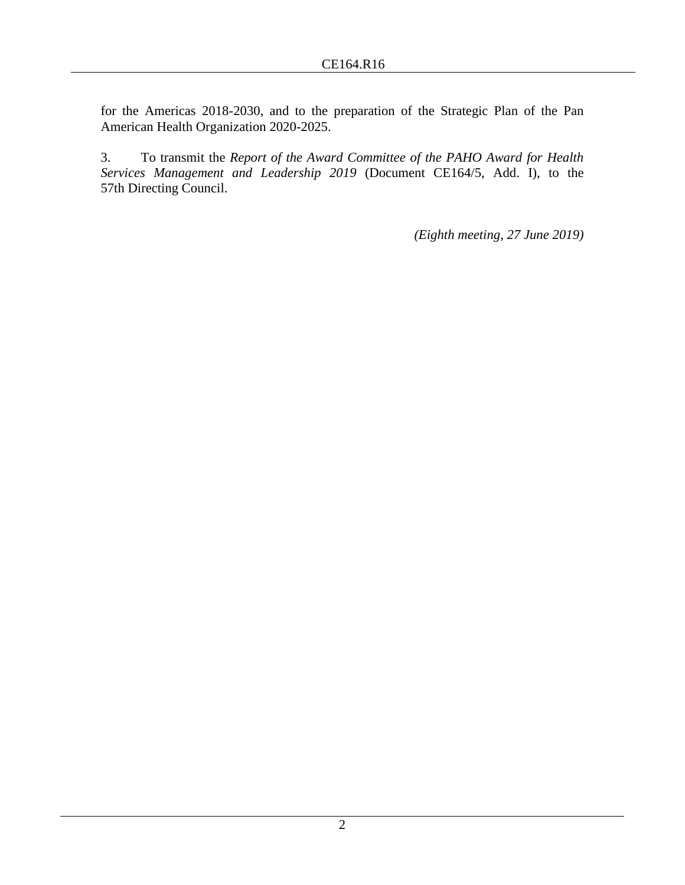for the Americas 2018-2030, and to the preparation of the Strategic Plan of the Pan American Health Organization 2020-2025.

3. To transmit the *Report of the Award Committee of the PAHO Award for Health Services Management and Leadership 2019* (Document CE164/5, Add. I), to the 57th Directing Council.

*(Eighth meeting, 27 June 2019)*